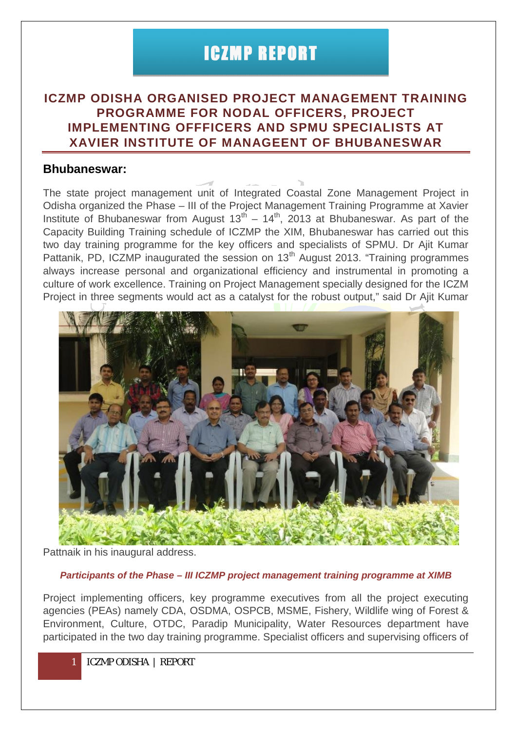# ICZMP REPORT

## ICZMP ODISHA ORGANISED PROJECT MANAGEMENT TRAINING PROGRAMME FOR NODAL OFFICERS, PROJECT IMPLEMENTING OFFFICERS AND SPMU SPECIALISTS AT XAVIER INSTITUTE OF MANAGEENT OF BHUBANESWAR

### Bhubaneswar:

The state project management unit of Integrated Coastal Zone Management Project in Odisha organized the Phase – III of the Project Management Training Programme at Xavier Institute of Bhubaneswar from August 13th – 14th, 2013 at Bhubaneswar. As part of the Capacity Building Training schedule of ICZMP the XIM, Bhubaneswar has carried out this two day training programme for the key officers and specialists of SPMU. Dr Ajit Kumar Pattanik, PD, ICZMP inaugurated the session on 13th August 2013. "Training programmes always increase personal and organizational efficiency and instrumental in promoting a culture of work excellence. Training on Project Management specially designed for the ICZM Project in three segments would act as a catalyst for the robust output," said Dr Ajit Kumar Pattnaik in his inaugural address.

***Participants of the Phase – III ICZMP project management training programme at XIMB***

Project implementing officers, key programme executives from all the project executing agencies (PEAs) namely CDA, OSDMA, OSPCB, MSME, Fishery, Wildlife wing of Forest & Environment, Culture, OTDC, Paradip Municipality, Water Resources department have participated in the two day training programme. Specialist officers and supervising officers of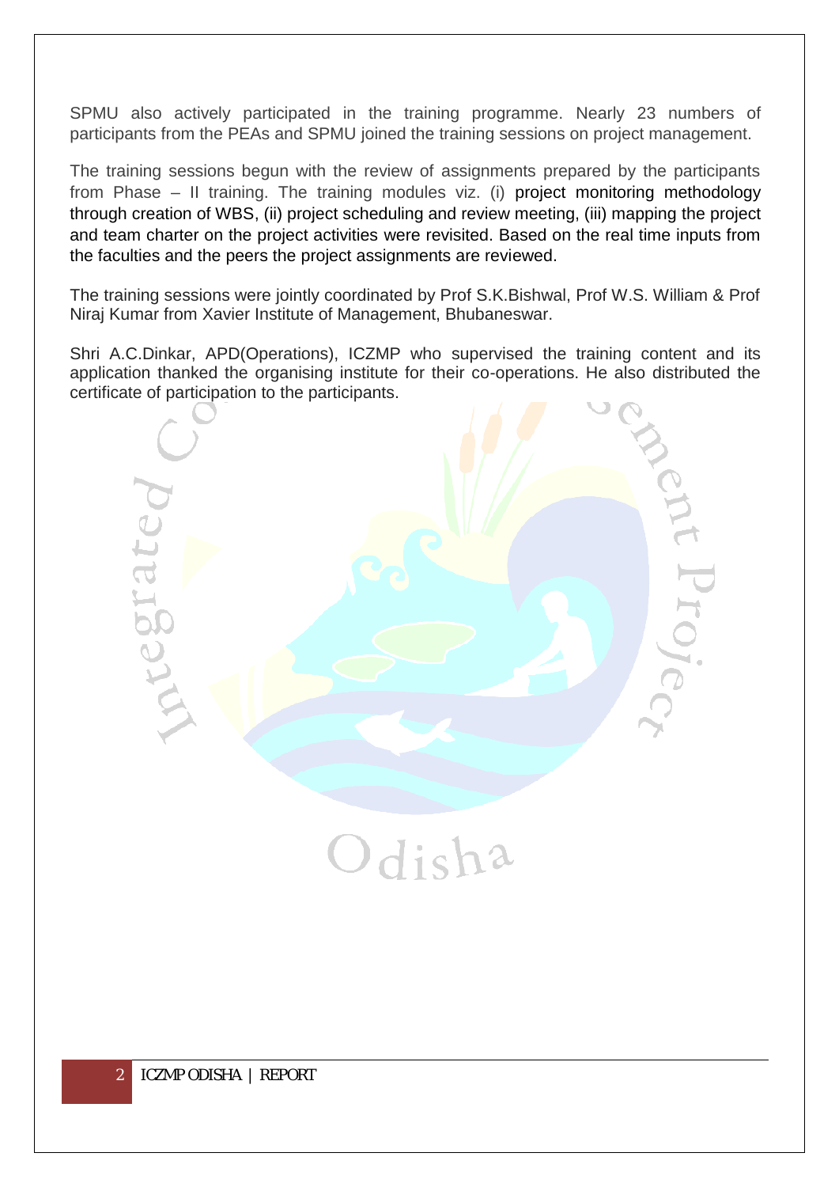SPMU also actively participated in the training programme. Nearly 23 numbers of participants from the PEAs and SPMU joined the training sessions on project management.

The training sessions begun with the review of assignments prepared by the participants from Phase – II training. The training modules viz. (i) project monitoring methodology through creation of WBS, (ii) project scheduling and review meeting, (iii) mapping the project and team charter on the project activities were revisited. Based on the real time inputs from the faculties and the peers the project assignments are reviewed.

The training sessions were jointly coordinated by Prof S.K.Bishwal, Prof W.S. William & Prof Niraj Kumar from Xavier Institute of Management, Bhubaneswar.

Shri A.C.Dinkar, APD(Operations), ICZMP who supervised the training content and its application thanked the organising institute for their co-operations. He also distributed the certificate of participation to the participants.